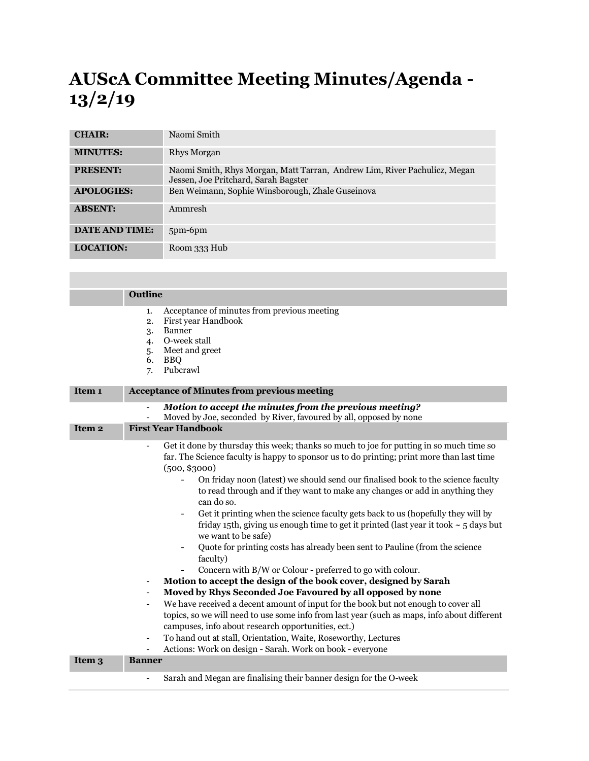# AUScA Committee Meeting Minutes/Agenda - 13/2/19

| | |
|---|---|
| **CHAIR:** | Naomi Smith |
| **MINUTES:** | Rhys Morgan |
| **PRESENT:** | Naomi Smith, Rhys Morgan, Matt Tarran, Andrew Lim, River Pachulicz, Megan Jessen, Joe Pritchard, Sarah Bagster |
| **APOLOGIES:** | Ben Weimann, Sophie Winsborough, Zhale Guseinova |
| **ABSENT:** | Ammresh |
| **DATE AND TIME:** | 5pm-6pm |
| **LOCATION:** | Room 333 Hub |

| | **Outline** |
|---|---|
| | 1. Acceptance of minutes from previous meeting<br>2. First year Handbook<br>3. Banner<br>4. O-week stall<br>5. Meet and greet<br>6. BBQ<br>7. Pubcrawl |

**Item 1 — Acceptance of Minutes from previous meeting**

- ***Motion to accept the minutes from the previous meeting?***
- Moved by Joe, seconded by River, favoured by all, opposed by none

**Item 2 — First Year Handbook**

- Get it done by thursday this week; thanks so much to joe for putting in so much time so far. The Science faculty is happy to sponsor us to do printing; print more than last time (500, $3000)
  - On friday noon (latest) we should send our finalised book to the science faculty to read through and if they want to make any changes or add in anything they can do so.
  - Get it printing when the science faculty gets back to us (hopefully they will by friday 15th, giving us enough time to get it printed (last year it took ~ 5 days but we want to be safe)
  - Quote for printing costs has already been sent to Pauline (from the science faculty)
  - Concern with B/W or Colour - preferred to go with colour.
- **Motion to accept the design of the book cover, designed by Sarah**
- **Moved by Rhys Seconded Joe Favoured by all opposed by none**
- We have received a decent amount of input for the book but not enough to cover all topics, so we will need to use some info from last year (such as maps, info about different campuses, info about research opportunities, ect.)
- To hand out at stall, Orientation, Waite, Roseworthy, Lectures
- Actions: Work on design - Sarah. Work on book - everyone

**Item 3 — Banner**

- Sarah and Megan are finalising their banner design for the O-week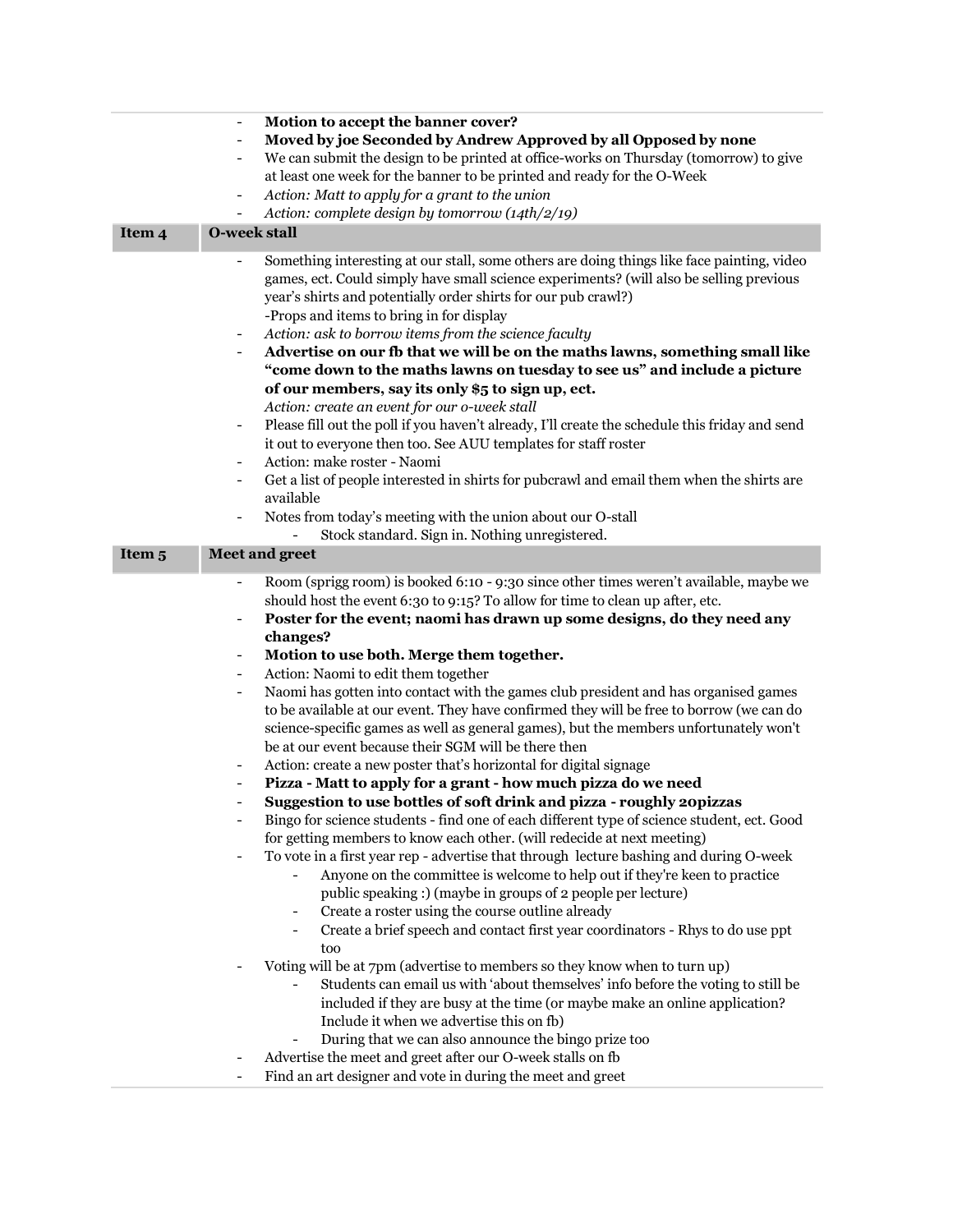| | |
|---|---|
| | - **Motion to accept the banner cover?**<br>- **Moved by joe Seconded by Andrew Approved by all Opposed by none**<br>- We can submit the design to be printed at office-works on Thursday (tomorrow) to give at least one week for the banner to be printed and ready for the O-Week<br>- *Action: Matt to apply for a grant to the union*<br>- *Action: complete design by tomorrow (14th/2/19)* |
| **Item 4** | **O-week stall** |
| | - Something interesting at our stall, some others are doing things like face painting, video games, ect. Could simply have small science experiments? (will also be selling previous year's shirts and potentially order shirts for our pub crawl?)<br>-Props and items to bring in for display<br>- *Action: ask to borrow items from the science faculty*<br>- **Advertise on our fb that we will be on the maths lawns, something small like "come down to the maths lawns on tuesday to see us" and include a picture of our members, say its only $5 to sign up, ect.**<br>*Action: create an event for our o-week stall*<br>- Please fill out the poll if you haven't already, I'll create the schedule this friday and send it out to everyone then too. See AUU templates for staff roster<br>- Action: make roster - Naomi<br>- Get a list of people interested in shirts for pubcrawl and email them when the shirts are available<br>- Notes from today's meeting with the union about our O-stall<br>&nbsp;&nbsp;&nbsp;&nbsp;- Stock standard. Sign in. Nothing unregistered. |
| **Item 5** | **Meet and greet** |
| | - Room (sprigg room) is booked 6:10 - 9:30 since other times weren't available, maybe we should host the event 6:30 to 9:15? To allow for time to clean up after, etc.<br>- **Poster for the event; naomi has drawn up some designs, do they need any changes?**<br>- **Motion to use both. Merge them together.**<br>- Action: Naomi to edit them together<br>- Naomi has gotten into contact with the games club president and has organised games to be available at our event. They have confirmed they will be free to borrow (we can do science-specific games as well as general games), but the members unfortunately won't be at our event because their SGM will be there then<br>- Action: create a new poster that's horizontal for digital signage<br>- **Pizza - Matt to apply for a grant - how much pizza do we need**<br>- **Suggestion to use bottles of soft drink and pizza - roughly 20pizzas**<br>- Bingo for science students - find one of each different type of science student, ect. Good for getting members to know each other. (will redecide at next meeting)<br>- To vote in a first year rep - advertise that through lecture bashing and during O-week<br>&nbsp;&nbsp;&nbsp;&nbsp;- Anyone on the committee is welcome to help out if they're keen to practice public speaking :) (maybe in groups of 2 people per lecture)<br>&nbsp;&nbsp;&nbsp;&nbsp;- Create a roster using the course outline already<br>&nbsp;&nbsp;&nbsp;&nbsp;- Create a brief speech and contact first year coordinators - Rhys to do use ppt too<br>- Voting will be at 7pm (advertise to members so they know when to turn up)<br>&nbsp;&nbsp;&nbsp;&nbsp;- Students can email us with 'about themselves' info before the voting to still be included if they are busy at the time (or maybe make an online application? Include it when we advertise this on fb)<br>&nbsp;&nbsp;&nbsp;&nbsp;- During that we can also announce the bingo prize too<br>- Advertise the meet and greet after our O-week stalls on fb<br>- Find an art designer and vote in during the meet and greet |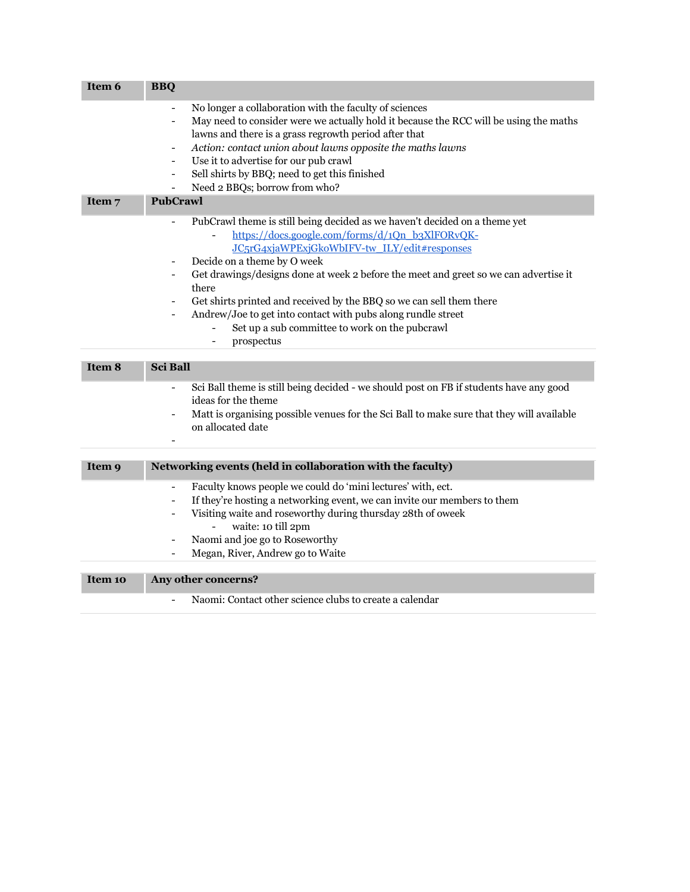| Item 6 | BBQ |
| --- | --- |
| | - No longer a collaboration with the faculty of sciences<br>- May need to consider were we actually hold it because the RCC will be using the maths lawns and there is a grass regrowth period after that<br>- *Action: contact union about lawns opposite the maths lawns*<br>- Use it to advertise for our pub crawl<br>- Sell shirts by BBQ; need to get this finished<br>- Need 2 BBQs; borrow from who? |
| **Item 7** | **PubCrawl** |
| | - PubCrawl theme is still being decided as we haven't decided on a theme yet<br>&nbsp;&nbsp;&nbsp;&nbsp;- https://docs.google.com/forms/d/1Qn_b3XlFORvQK-JC5rG4xjaWPExjGkoWbIFV-tw_ILY/edit#responses<br>- Decide on a theme by O week<br>- Get drawings/designs done at week 2 before the meet and greet so we can advertise it there<br>- Get shirts printed and received by the BBQ so we can sell them there<br>- Andrew/Joe to get into contact with pubs along rundle street<br>&nbsp;&nbsp;&nbsp;&nbsp;- Set up a sub committee to work on the pubcrawl<br>&nbsp;&nbsp;&nbsp;&nbsp;- prospectus |

| Item 8 | Sci Ball |
| --- | --- |
| | - Sci Ball theme is still being decided - we should post on FB if students have any good ideas for the theme<br>- Matt is organising possible venues for the Sci Ball to make sure that they will available on allocated date<br>- |

| Item 9 | Networking events (held in collaboration with the faculty) |
| --- | --- |
| | - Faculty knows people we could do 'mini lectures' with, ect.<br>- If they're hosting a networking event, we can invite our members to them<br>- Visiting waite and roseworthy during thursday 28th of oweek<br>&nbsp;&nbsp;&nbsp;&nbsp;- waite: 10 till 2pm<br>- Naomi and joe go to Roseworthy<br>- Megan, River, Andrew go to Waite |

| Item 10 | Any other concerns? |
| --- | --- |
| | - Naomi: Contact other science clubs to create a calendar |